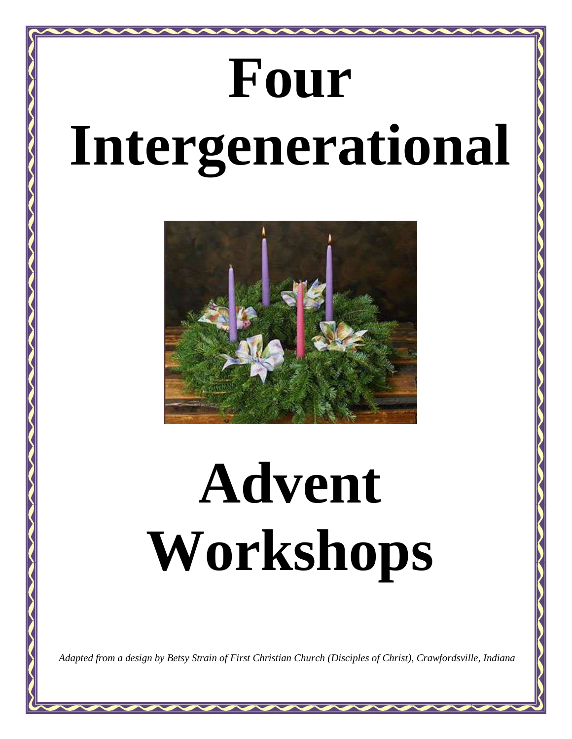# Four Intergenerational

# Advent Workshops

*Adapted from a design by Betsy Strain of First Christian Church (Disciples of Christ), Crawfordsville, Indiana*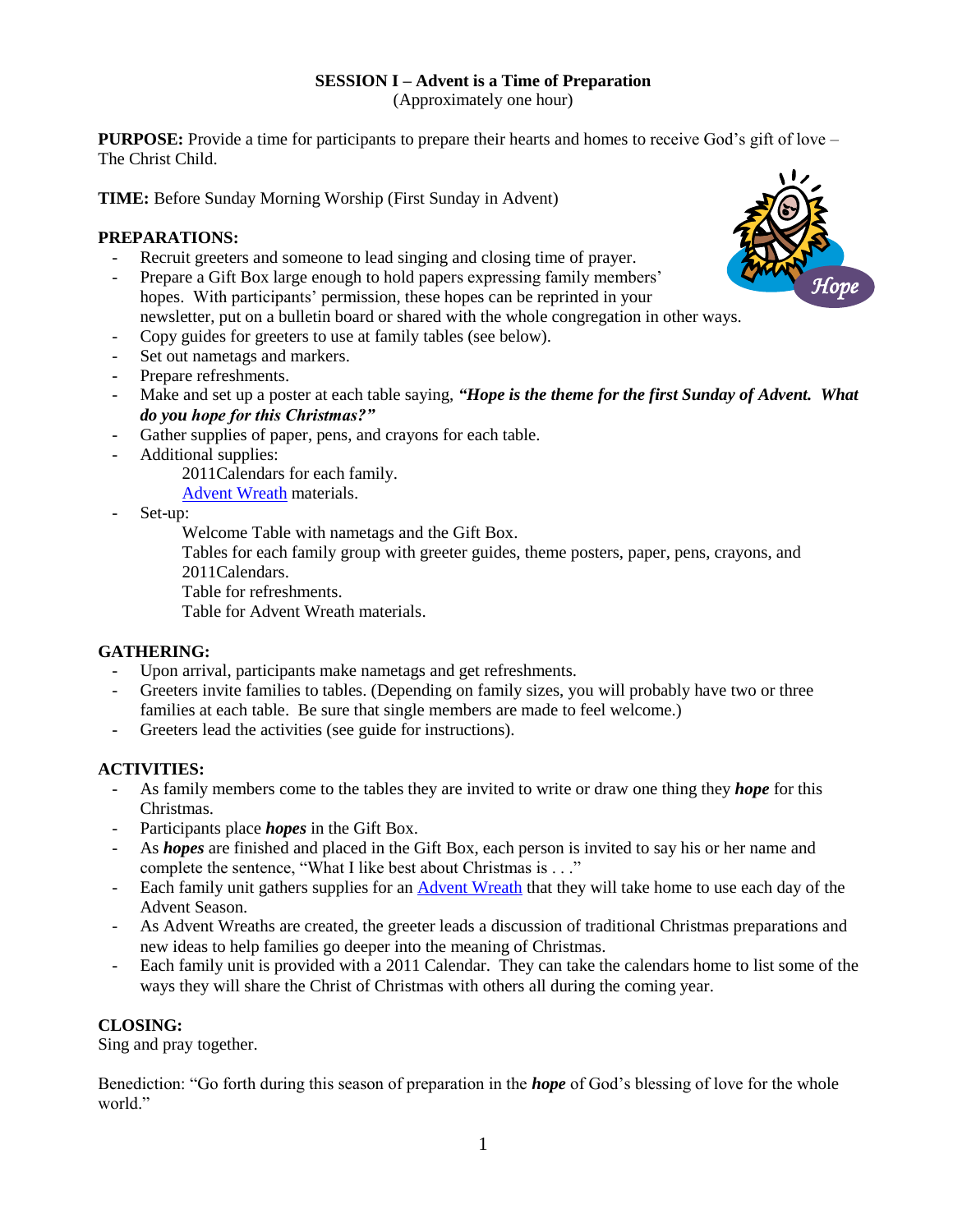# SESSION I – Advent is a Time of Preparation

(Approximately one hour)

**PURPOSE:** Provide a time for participants to prepare their hearts and homes to receive God's gift of love – The Christ Child.

**TIME:** Before Sunday Morning Worship (First Sunday in Advent)

**PREPARATIONS:**

- Recruit greeters and someone to lead singing and closing time of prayer.
- Prepare a Gift Box large enough to hold papers expressing family members' hopes. With participants' permission, these hopes can be reprinted in your newsletter, put on a bulletin board or shared with the whole congregation in other ways.
- Copy guides for greeters to use at family tables (see below).
- Set out nametags and markers.
- Prepare refreshments.
- Make and set up a poster at each table saying, ***"Hope is the theme for the first Sunday of Advent. What do you hope for this Christmas?"***
- Gather supplies of paper, pens, and crayons for each table.
- Additional supplies:
  - 2011Calendars for each family.
  - Advent Wreath materials.
- Set-up:
  - Welcome Table with nametags and the Gift Box.
  - Tables for each family group with greeter guides, theme posters, paper, pens, crayons, and 2011Calendars.
  - Table for refreshments.
  - Table for Advent Wreath materials.

**GATHERING:**

- Upon arrival, participants make nametags and get refreshments.
- Greeters invite families to tables. (Depending on family sizes, you will probably have two or three families at each table. Be sure that single members are made to feel welcome.)
- Greeters lead the activities (see guide for instructions).

**ACTIVITIES:**

- As family members come to the tables they are invited to write or draw one thing they ***hope*** for this Christmas.
- Participants place ***hopes*** in the Gift Box.
- As ***hopes*** are finished and placed in the Gift Box, each person is invited to say his or her name and complete the sentence, "What I like best about Christmas is . . ."
- Each family unit gathers supplies for an Advent Wreath that they will take home to use each day of the Advent Season.
- As Advent Wreaths are created, the greeter leads a discussion of traditional Christmas preparations and new ideas to help families go deeper into the meaning of Christmas.
- Each family unit is provided with a 2011 Calendar. They can take the calendars home to list some of the ways they will share the Christ of Christmas with others all during the coming year.

**CLOSING:**

Sing and pray together.

Benediction: "Go forth during this season of preparation in the ***hope*** of God's blessing of love for the whole world."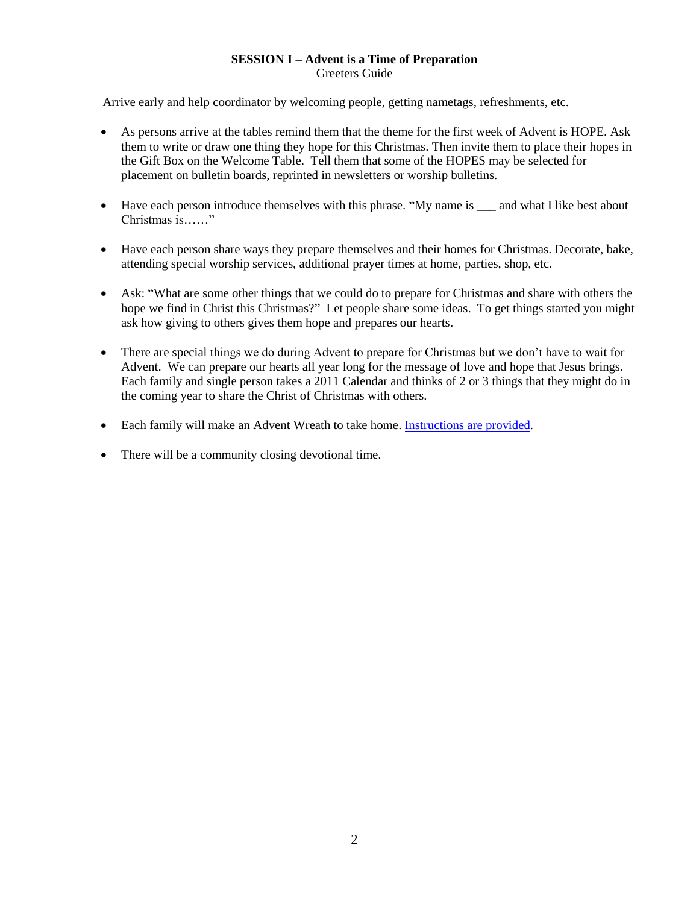**SESSION I – Advent is a Time of Preparation**

Greeters Guide

Arrive early and help coordinator by welcoming people, getting nametags, refreshments, etc.

- As persons arrive at the tables remind them that the theme for the first week of Advent is HOPE. Ask them to write or draw one thing they hope for this Christmas. Then invite them to place their hopes in the Gift Box on the Welcome Table. Tell them that some of the HOPES may be selected for placement on bulletin boards, reprinted in newsletters or worship bulletins.

- Have each person introduce themselves with this phrase. "My name is ___ and what I like best about Christmas is……"

- Have each person share ways they prepare themselves and their homes for Christmas. Decorate, bake, attending special worship services, additional prayer times at home, parties, shop, etc.

- Ask: "What are some other things that we could do to prepare for Christmas and share with others the hope we find in Christ this Christmas?" Let people share some ideas. To get things started you might ask how giving to others gives them hope and prepares our hearts.

- There are special things we do during Advent to prepare for Christmas but we don't have to wait for Advent. We can prepare our hearts all year long for the message of love and hope that Jesus brings. Each family and single person takes a 2011 Calendar and thinks of 2 or 3 things that they might do in the coming year to share the Christ of Christmas with others.

- Each family will make an Advent Wreath to take home. Instructions are provided.

- There will be a community closing devotional time.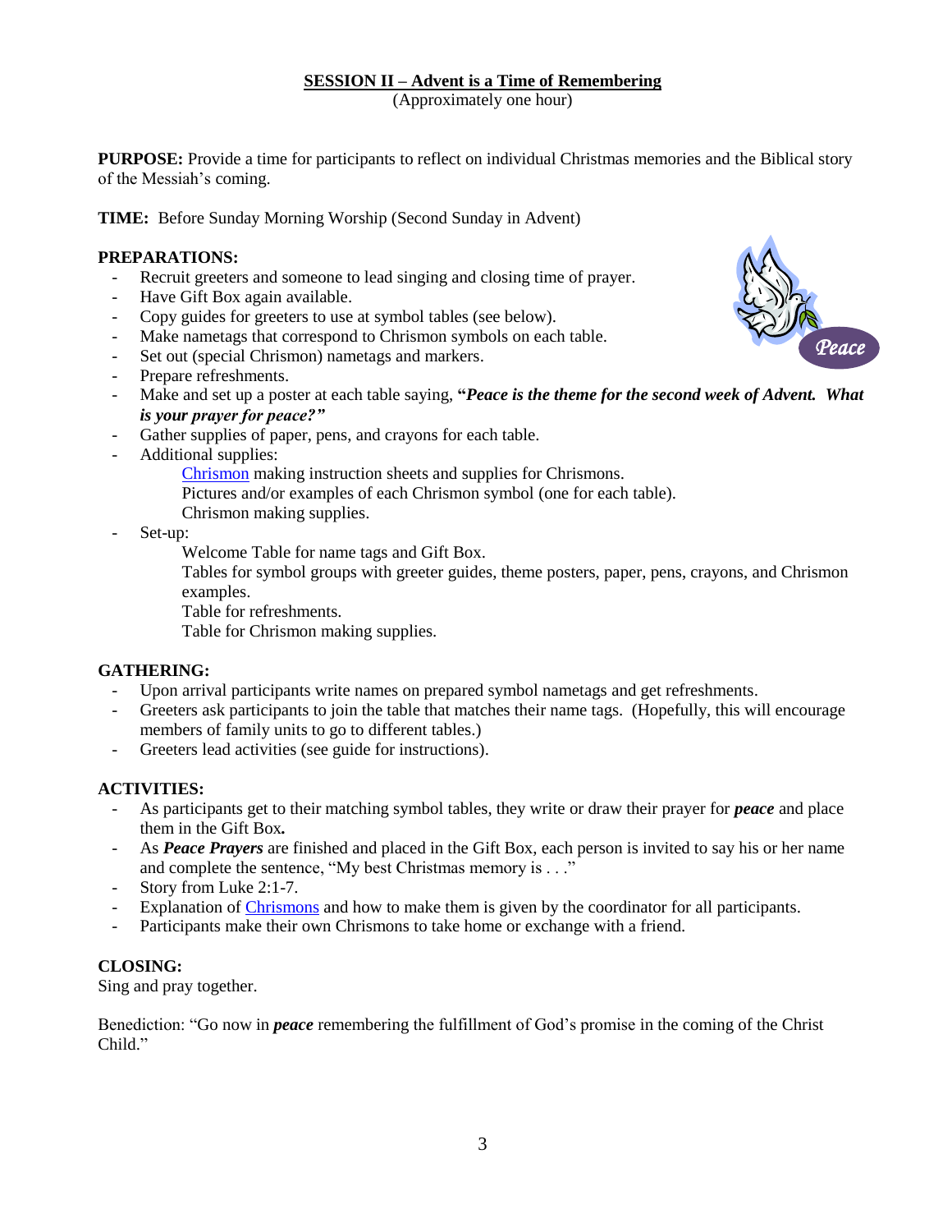## SESSION II – Advent is a Time of Remembering

(Approximately one hour)

**PURPOSE:** Provide a time for participants to reflect on individual Christmas memories and the Biblical story of the Messiah's coming.

**TIME:** Before Sunday Morning Worship (Second Sunday in Advent)

**PREPARATIONS:**

- Recruit greeters and someone to lead singing and closing time of prayer.
- Have Gift Box again available.
- Copy guides for greeters to use at symbol tables (see below).
- Make nametags that correspond to Chrismon symbols on each table.
- Set out (special Chrismon) nametags and markers.
- Prepare refreshments.
- Make and set up a poster at each table saying, **"*Peace is the theme for the second week of Advent. What is your prayer for peace?*"**
- Gather supplies of paper, pens, and crayons for each table.
- Additional supplies:
  - Chrismon making instruction sheets and supplies for Chrismons.
  - Pictures and/or examples of each Chrismon symbol (one for each table).
  - Chrismon making supplies.
- Set-up:
  - Welcome Table for name tags and Gift Box.
  - Tables for symbol groups with greeter guides, theme posters, paper, pens, crayons, and Chrismon examples.
  - Table for refreshments.
  - Table for Chrismon making supplies.

**GATHERING:**

- Upon arrival participants write names on prepared symbol nametags and get refreshments.
- Greeters ask participants to join the table that matches their name tags. (Hopefully, this will encourage members of family units to go to different tables.)
- Greeters lead activities (see guide for instructions).

**ACTIVITIES:**

- As participants get to their matching symbol tables, they write or draw their prayer for ***peace*** and place them in the Gift Box**.**
- As ***Peace Prayers*** are finished and placed in the Gift Box, each person is invited to say his or her name and complete the sentence, "My best Christmas memory is . . ."
- Story from Luke 2:1-7.
- Explanation of Chrismons and how to make them is given by the coordinator for all participants.
- Participants make their own Chrismons to take home or exchange with a friend.

**CLOSING:**

Sing and pray together.

Benediction: "Go now in ***peace*** remembering the fulfillment of God's promise in the coming of the Christ Child."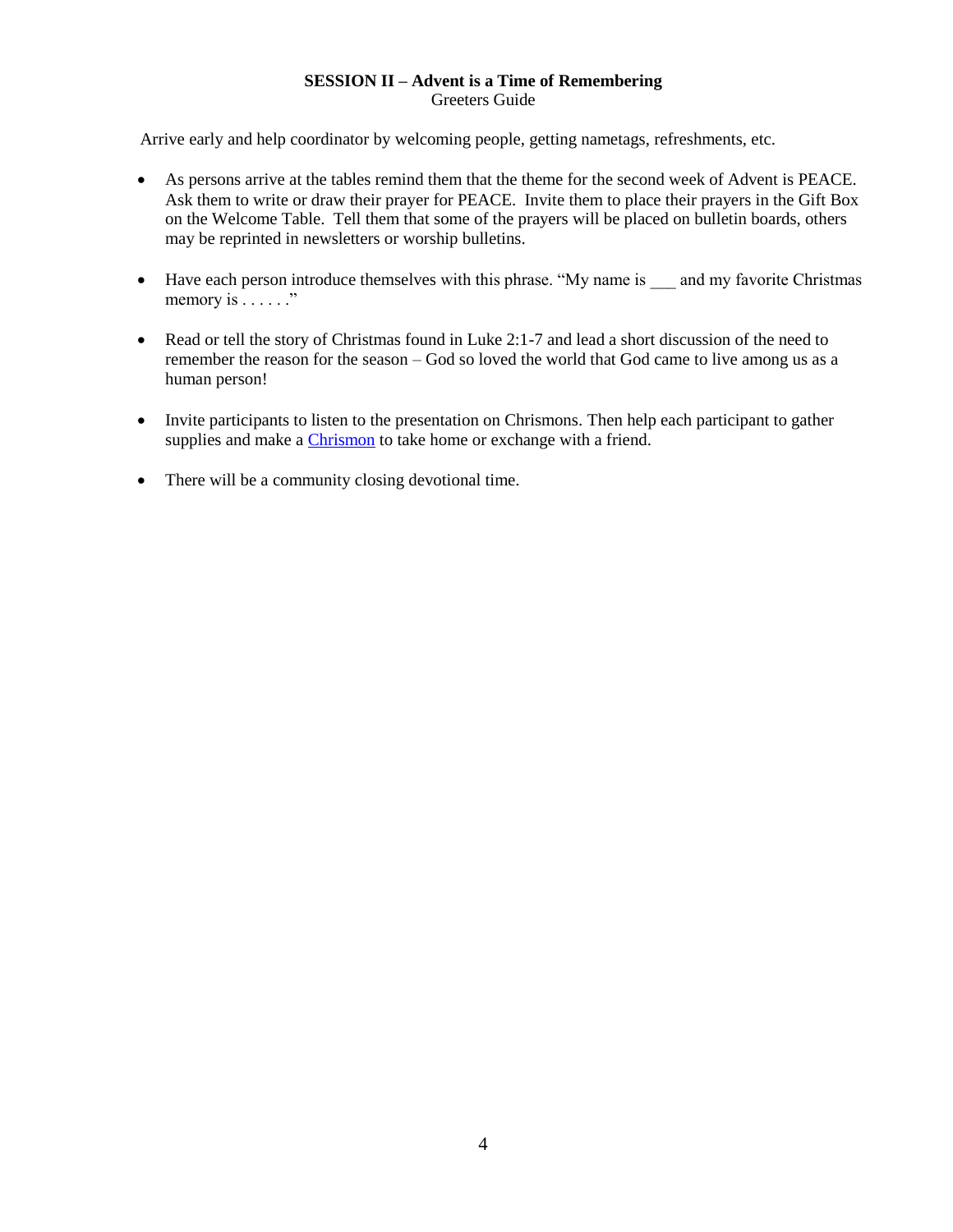**SESSION II – Advent is a Time of Remembering**
Greeters Guide

Arrive early and help coordinator by welcoming people, getting nametags, refreshments, etc.

- As persons arrive at the tables remind them that the theme for the second week of Advent is PEACE. Ask them to write or draw their prayer for PEACE. Invite them to place their prayers in the Gift Box on the Welcome Table. Tell them that some of the prayers will be placed on bulletin boards, others may be reprinted in newsletters or worship bulletins.

- Have each person introduce themselves with this phrase. "My name is ___ and my favorite Christmas memory is . . . . . ."

- Read or tell the story of Christmas found in Luke 2:1-7 and lead a short discussion of the need to remember the reason for the season – God so loved the world that God came to live among us as a human person!

- Invite participants to listen to the presentation on Chrismons. Then help each participant to gather supplies and make a Chrismon to take home or exchange with a friend.

- There will be a community closing devotional time.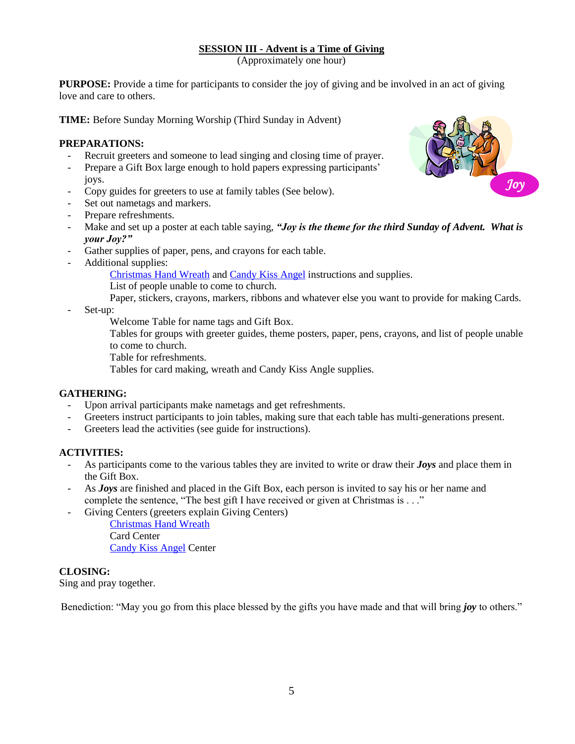## SESSION III - Advent is a Time of Giving

(Approximately one hour)

**PURPOSE:** Provide a time for participants to consider the joy of giving and be involved in an act of giving love and care to others.

**TIME:** Before Sunday Morning Worship (Third Sunday in Advent)

**PREPARATIONS:**

- Recruit greeters and someone to lead singing and closing time of prayer.
- Prepare a Gift Box large enough to hold papers expressing participants' joys.
- Copy guides for greeters to use at family tables (See below).
- Set out nametags and markers.
- Prepare refreshments.
- Make and set up a poster at each table saying, ***"Joy is the theme for the third Sunday of Advent. What is your Joy?"***
- Gather supplies of paper, pens, and crayons for each table.
- Additional supplies:
  - Christmas Hand Wreath and Candy Kiss Angel instructions and supplies.
  - List of people unable to come to church.
  - Paper, stickers, crayons, markers, ribbons and whatever else you want to provide for making Cards.
- Set-up:
  - Welcome Table for name tags and Gift Box.
  - Tables for groups with greeter guides, theme posters, paper, pens, crayons, and list of people unable to come to church.
  - Table for refreshments.
  - Tables for card making, wreath and Candy Kiss Angle supplies.

**GATHERING:**

- Upon arrival participants make nametags and get refreshments.
- Greeters instruct participants to join tables, making sure that each table has multi-generations present.
- Greeters lead the activities (see guide for instructions).

**ACTIVITIES:**

- As participants come to the various tables they are invited to write or draw their ***Joys*** and place them in the Gift Box.
- As ***Joys*** are finished and placed in the Gift Box, each person is invited to say his or her name and complete the sentence, "The best gift I have received or given at Christmas is . . ."
- Giving Centers (greeters explain Giving Centers)
  - Christmas Hand Wreath
  - Card Center
  - Candy Kiss Angel Center

**CLOSING:**

Sing and pray together.

Benediction: "May you go from this place blessed by the gifts you have made and that will bring ***joy*** to others."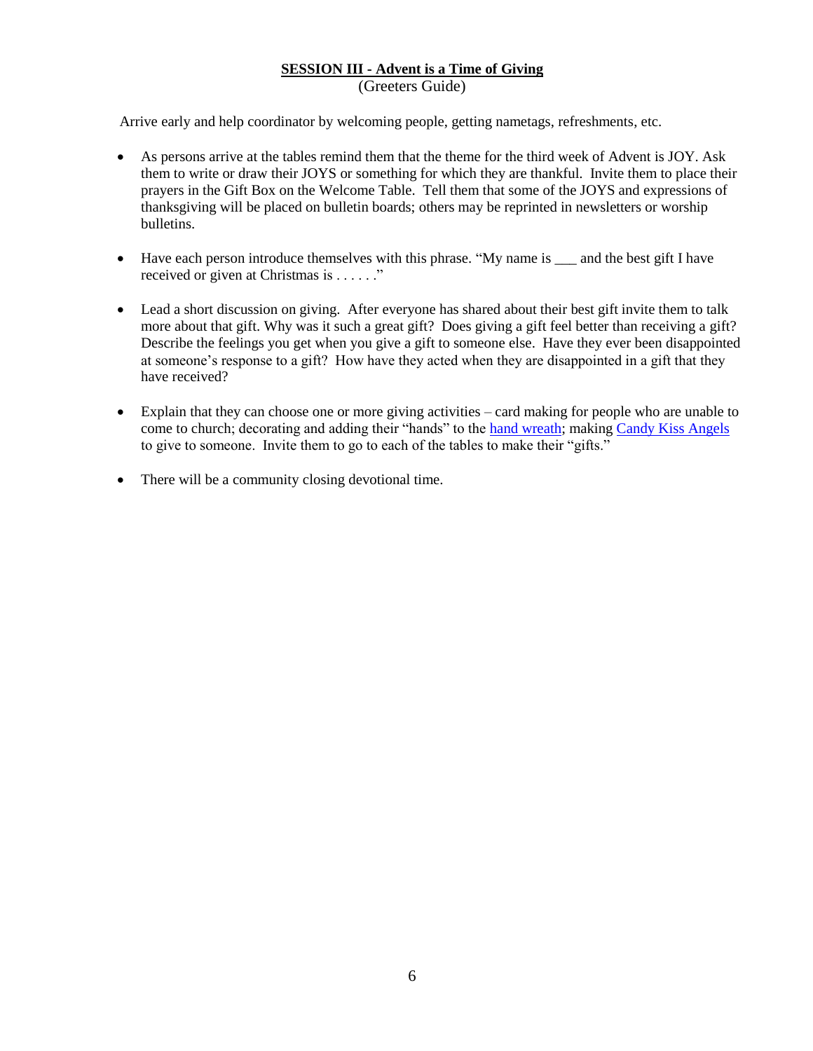## **SESSION III - Advent is a Time of Giving**

(Greeters Guide)

Arrive early and help coordinator by welcoming people, getting nametags, refreshments, etc.

- As persons arrive at the tables remind them that the theme for the third week of Advent is JOY. Ask them to write or draw their JOYS or something for which they are thankful. Invite them to place their prayers in the Gift Box on the Welcome Table. Tell them that some of the JOYS and expressions of thanksgiving will be placed on bulletin boards; others may be reprinted in newsletters or worship bulletins.

- Have each person introduce themselves with this phrase. "My name is ___ and the best gift I have received or given at Christmas is . . . . . ."

- Lead a short discussion on giving. After everyone has shared about their best gift invite them to talk more about that gift. Why was it such a great gift? Does giving a gift feel better than receiving a gift? Describe the feelings you get when you give a gift to someone else. Have they ever been disappointed at someone's response to a gift? How have they acted when they are disappointed in a gift that they have received?

- Explain that they can choose one or more giving activities – card making for people who are unable to come to church; decorating and adding their "hands" to the hand wreath; making Candy Kiss Angels to give to someone. Invite them to go to each of the tables to make their "gifts."

- There will be a community closing devotional time.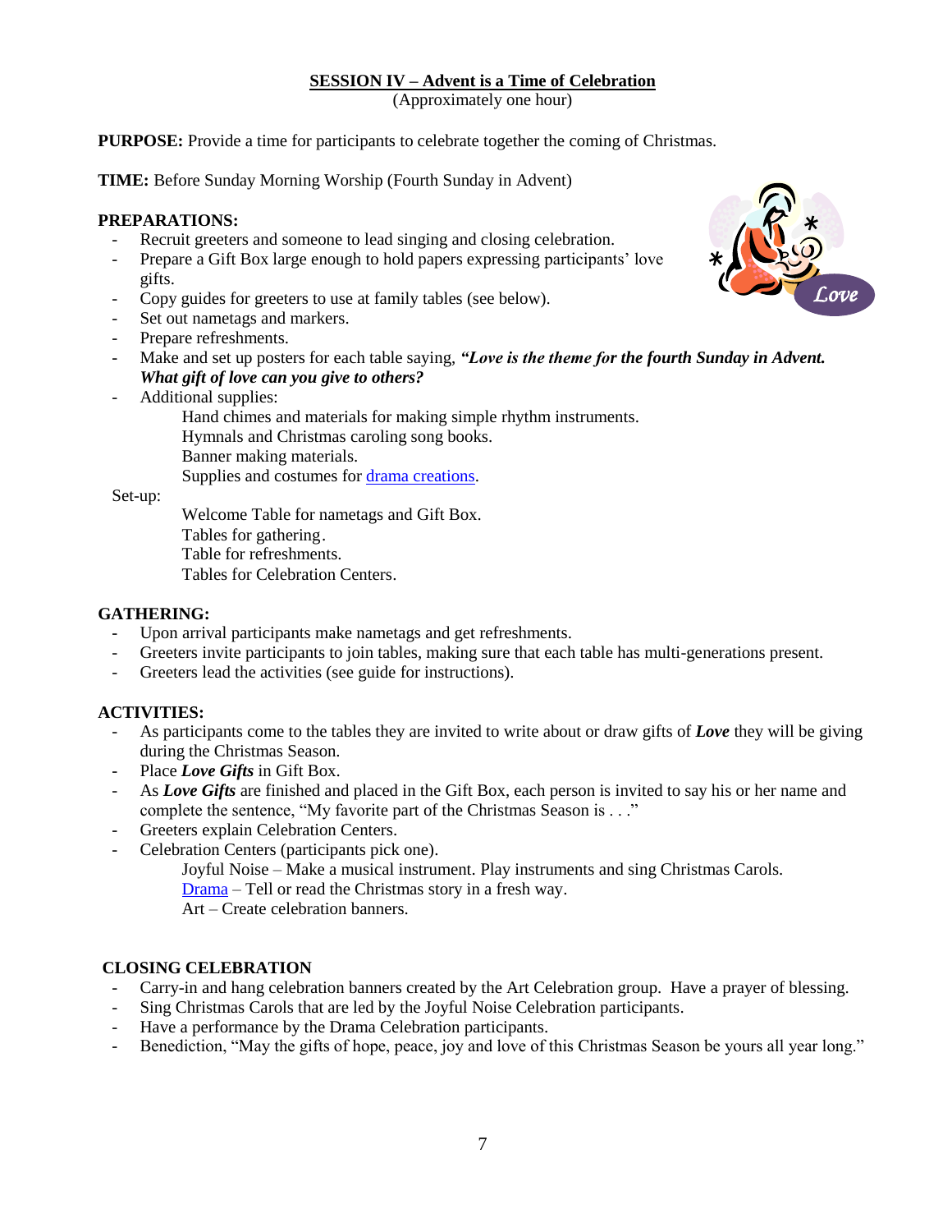## SESSION IV – Advent is a Time of Celebration

(Approximately one hour)

**PURPOSE:** Provide a time for participants to celebrate together the coming of Christmas.

**TIME:** Before Sunday Morning Worship (Fourth Sunday in Advent)

**PREPARATIONS:**

- Recruit greeters and someone to lead singing and closing celebration.
- Prepare a Gift Box large enough to hold papers expressing participants' love gifts.
- Copy guides for greeters to use at family tables (see below).
- Set out nametags and markers.
- Prepare refreshments.
- Make and set up posters for each table saying, ***"Love is the theme for the fourth Sunday in Advent. What gift of love can you give to others?***
- Additional supplies:
  - Hand chimes and materials for making simple rhythm instruments.
  - Hymnals and Christmas caroling song books.
  - Banner making materials.
  - Supplies and costumes for drama creations.

Set-up:

- Welcome Table for nametags and Gift Box.
- Tables for gathering.
- Table for refreshments.
- Tables for Celebration Centers.

**GATHERING:**

- Upon arrival participants make nametags and get refreshments.
- Greeters invite participants to join tables, making sure that each table has multi-generations present.
- Greeters lead the activities (see guide for instructions).

**ACTIVITIES:**

- As participants come to the tables they are invited to write about or draw gifts of ***Love*** they will be giving during the Christmas Season.
- Place ***Love Gifts*** in Gift Box.
- As ***Love Gifts*** are finished and placed in the Gift Box, each person is invited to say his or her name and complete the sentence, "My favorite part of the Christmas Season is . . ."
- Greeters explain Celebration Centers.
- Celebration Centers (participants pick one).
  - Joyful Noise – Make a musical instrument. Play instruments and sing Christmas Carols.
  - Drama – Tell or read the Christmas story in a fresh way.
  - Art – Create celebration banners.

**CLOSING CELEBRATION**

- Carry-in and hang celebration banners created by the Art Celebration group. Have a prayer of blessing.
- Sing Christmas Carols that are led by the Joyful Noise Celebration participants.
- Have a performance by the Drama Celebration participants.
- Benediction, "May the gifts of hope, peace, joy and love of this Christmas Season be yours all year long."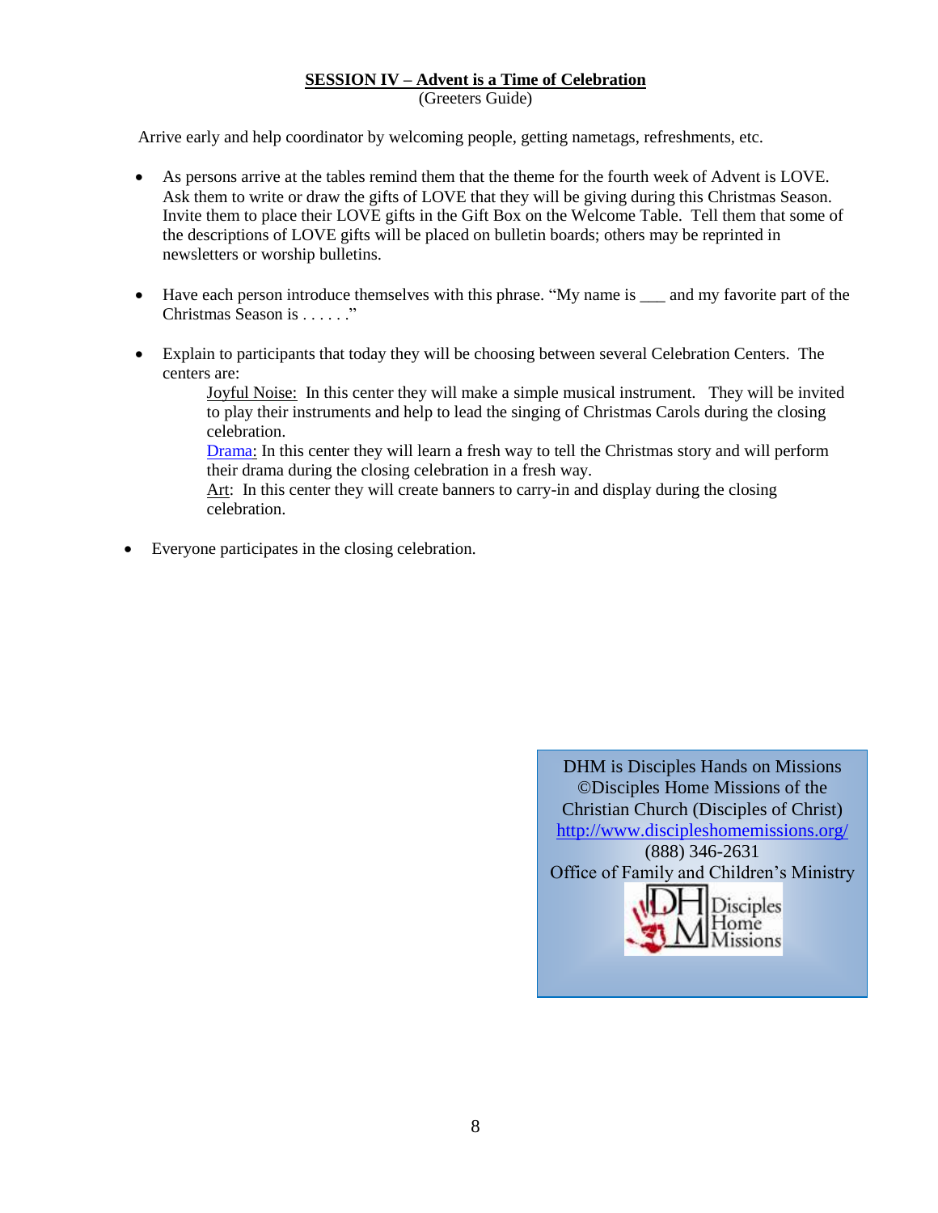## SESSION IV – Advent is a Time of Celebration

(Greeters Guide)

Arrive early and help coordinator by welcoming people, getting nametags, refreshments, etc.

- As persons arrive at the tables remind them that the theme for the fourth week of Advent is LOVE. Ask them to write or draw the gifts of LOVE that they will be giving during this Christmas Season. Invite them to place their LOVE gifts in the Gift Box on the Welcome Table. Tell them that some of the descriptions of LOVE gifts will be placed on bulletin boards; others may be reprinted in newsletters or worship bulletins.

- Have each person introduce themselves with this phrase. "My name is ___ and my favorite part of the Christmas Season is . . . . . ."

- Explain to participants that today they will be choosing between several Celebration Centers. The centers are:

  Joyful Noise: In this center they will make a simple musical instrument. They will be invited to play their instruments and help to lead the singing of Christmas Carols during the closing celebration.

  Drama: In this center they will learn a fresh way to tell the Christmas story and will perform their drama during the closing celebration in a fresh way.

  Art: In this center they will create banners to carry-in and display during the closing celebration.

- Everyone participates in the closing celebration.

DHM is Disciples Hands on Missions
©Disciples Home Missions of the Christian Church (Disciples of Christ)
http://www.discipleshomemissions.org/
(888) 346-2631
Office of Family and Children's Ministry

DHM Disciples Home Missions